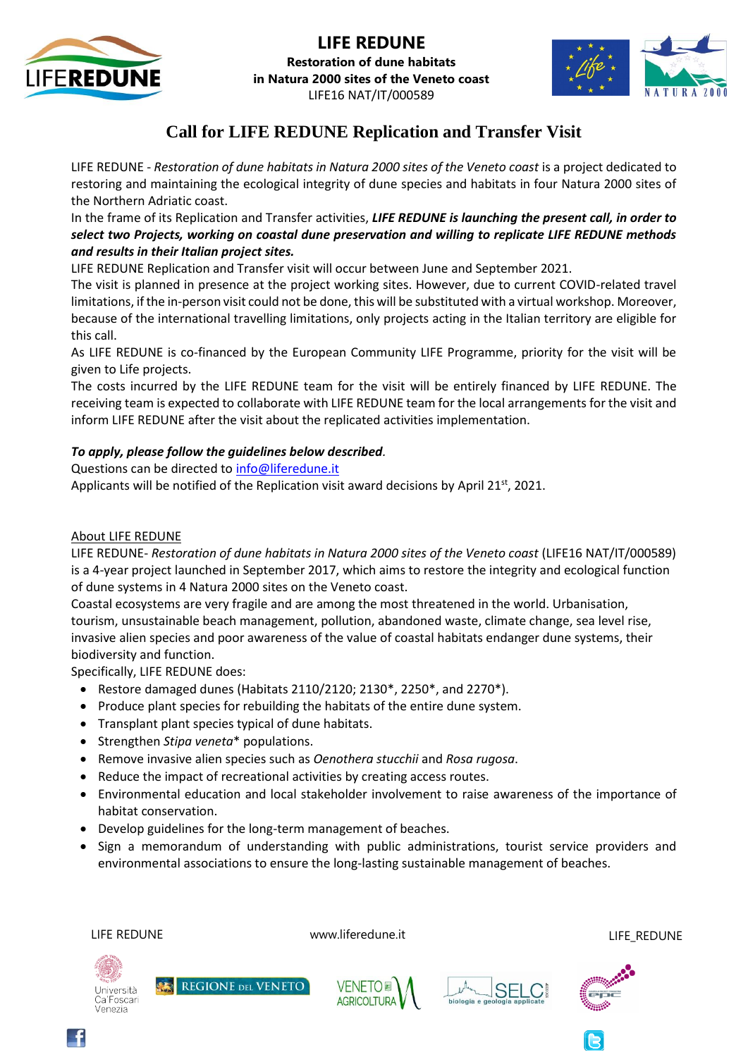# LIFE REDUNE

**Restoration of dune habitats in Natura 2000 sites of the Veneto coast**

LIFE16 NAT/IT/000589

## Call for LIFE REDUNE Replication and Transfer Visit

LIFE REDUNE - *Restoration of dune habitats in Natura 2000 sites of the Veneto coast* is a project dedicated to restoring and maintaining the ecological integrity of dune species and habitats in four Natura 2000 sites of the Northern Adriatic coast.

In the frame of its Replication and Transfer activities, ***LIFE REDUNE is launching the present call, in order to select two Projects, working on coastal dune preservation and willing to replicate LIFE REDUNE methods and results in their Italian project sites.***

LIFE REDUNE Replication and Transfer visit will occur between June and September 2021.

The visit is planned in presence at the project working sites. However, due to current COVID-related travel limitations, if the in-person visit could not be done, this will be substituted with a virtual workshop. Moreover, because of the international travelling limitations, only projects acting in the Italian territory are eligible for this call.

As LIFE REDUNE is co-financed by the European Community LIFE Programme, priority for the visit will be given to Life projects.

The costs incurred by the LIFE REDUNE team for the visit will be entirely financed by LIFE REDUNE. The receiving team is expected to collaborate with LIFE REDUNE team for the local arrangements for the visit and inform LIFE REDUNE after the visit about the replicated activities implementation.

***To apply, please follow the guidelines below described***.

Questions can be directed to info@liferedune.it

Applicants will be notified of the Replication visit award decisions by April 21st, 2021.

<u>About LIFE REDUNE</u>

LIFE REDUNE- *Restoration of dune habitats in Natura 2000 sites of the Veneto coast* (LIFE16 NAT/IT/000589) is a 4-year project launched in September 2017, which aims to restore the integrity and ecological function of dune systems in 4 Natura 2000 sites on the Veneto coast.

Coastal ecosystems are very fragile and are among the most threatened in the world. Urbanisation, tourism, unsustainable beach management, pollution, abandoned waste, climate change, sea level rise, invasive alien species and poor awareness of the value of coastal habitats endanger dune systems, their biodiversity and function.

Specifically, LIFE REDUNE does:

- Restore damaged dunes (Habitats 2110/2120; 2130*, 2250*, and 2270*).
- Produce plant species for rebuilding the habitats of the entire dune system.
- Transplant plant species typical of dune habitats.
- Strengthen *Stipa veneta** populations.
- Remove invasive alien species such as *Oenothera stucchii* and *Rosa rugosa*.
- Reduce the impact of recreational activities by creating access routes.
- Environmental education and local stakeholder involvement to raise awareness of the importance of habitat conservation.
- Develop guidelines for the long-term management of beaches.
- Sign a memorandum of understanding with public administrations, tourist service providers and environmental associations to ensure the long-lasting sustainable management of beaches.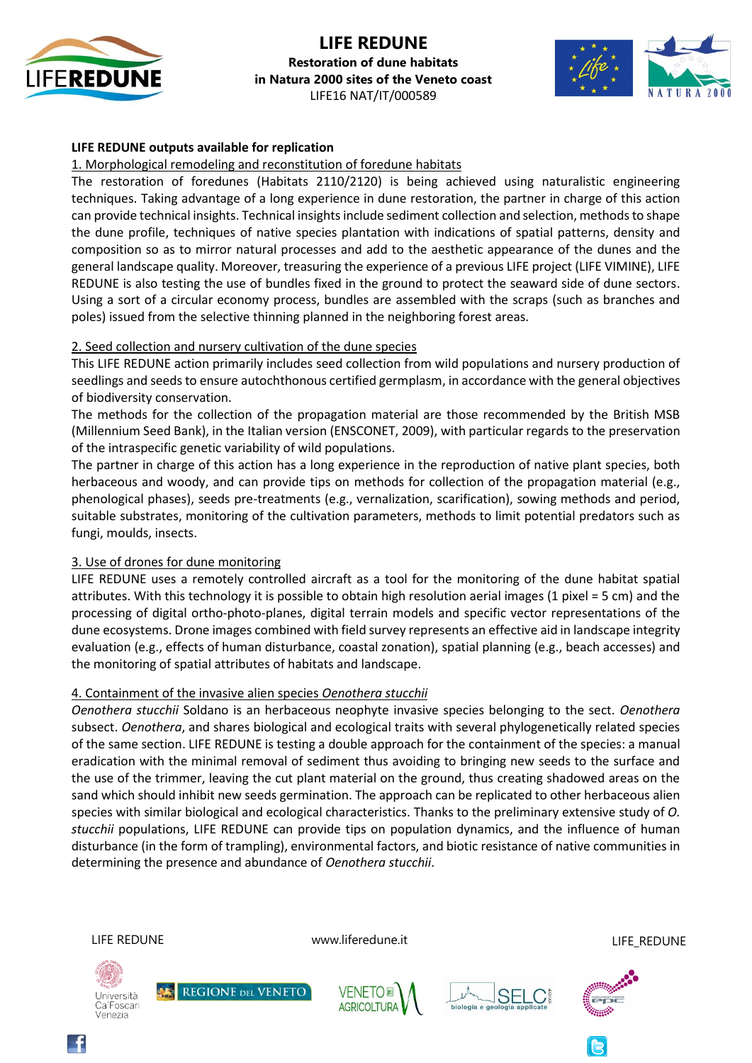**LIFE REDUNE outputs available for replication**

1. Morphological remodeling and reconstitution of foredune habitats

The restoration of foredunes (Habitats 2110/2120) is being achieved using naturalistic engineering techniques. Taking advantage of a long experience in dune restoration, the partner in charge of this action can provide technical insights. Technical insights include sediment collection and selection, methods to shape the dune profile, techniques of native species plantation with indications of spatial patterns, density and composition so as to mirror natural processes and add to the aesthetic appearance of the dunes and the general landscape quality. Moreover, treasuring the experience of a previous LIFE project (LIFE VIMINE), LIFE REDUNE is also testing the use of bundles fixed in the ground to protect the seaward side of dune sectors. Using a sort of circular economy process, bundles are assembled with the scraps (such as branches and poles) issued from the selective thinning planned in the neighboring forest areas.

2. Seed collection and nursery cultivation of the dune species

This LIFE REDUNE action primarily includes seed collection from wild populations and nursery production of seedlings and seeds to ensure autochthonous certified germplasm, in accordance with the general objectives of biodiversity conservation.

The methods for the collection of the propagation material are those recommended by the British MSB (Millennium Seed Bank), in the Italian version (ENSCONET, 2009), with particular regards to the preservation of the intraspecific genetic variability of wild populations.

The partner in charge of this action has a long experience in the reproduction of native plant species, both herbaceous and woody, and can provide tips on methods for collection of the propagation material (e.g., phenological phases), seeds pre-treatments (e.g., vernalization, scarification), sowing methods and period, suitable substrates, monitoring of the cultivation parameters, methods to limit potential predators such as fungi, moulds, insects.

3. Use of drones for dune monitoring

LIFE REDUNE uses a remotely controlled aircraft as a tool for the monitoring of the dune habitat spatial attributes. With this technology it is possible to obtain high resolution aerial images (1 pixel = 5 cm) and the processing of digital ortho-photo-planes, digital terrain models and specific vector representations of the dune ecosystems. Drone images combined with field survey represents an effective aid in landscape integrity evaluation (e.g., effects of human disturbance, coastal zonation), spatial planning (e.g., beach accesses) and the monitoring of spatial attributes of habitats and landscape.

4. Containment of the invasive alien species *Oenothera stucchii*

*Oenothera stucchii* Soldano is an herbaceous neophyte invasive species belonging to the sect. *Oenothera* subsect. *Oenothera*, and shares biological and ecological traits with several phylogenetically related species of the same section. LIFE REDUNE is testing a double approach for the containment of the species: a manual eradication with the minimal removal of sediment thus avoiding to bringing new seeds to the surface and the use of the trimmer, leaving the cut plant material on the ground, thus creating shadowed areas on the sand which should inhibit new seeds germination. The approach can be replicated to other herbaceous alien species with similar biological and ecological characteristics. Thanks to the preliminary extensive study of *O. stucchii* populations, LIFE REDUNE can provide tips on population dynamics, and the influence of human disturbance (in the form of trampling), environmental factors, and biotic resistance of native communities in determining the presence and abundance of *Oenothera stucchii*.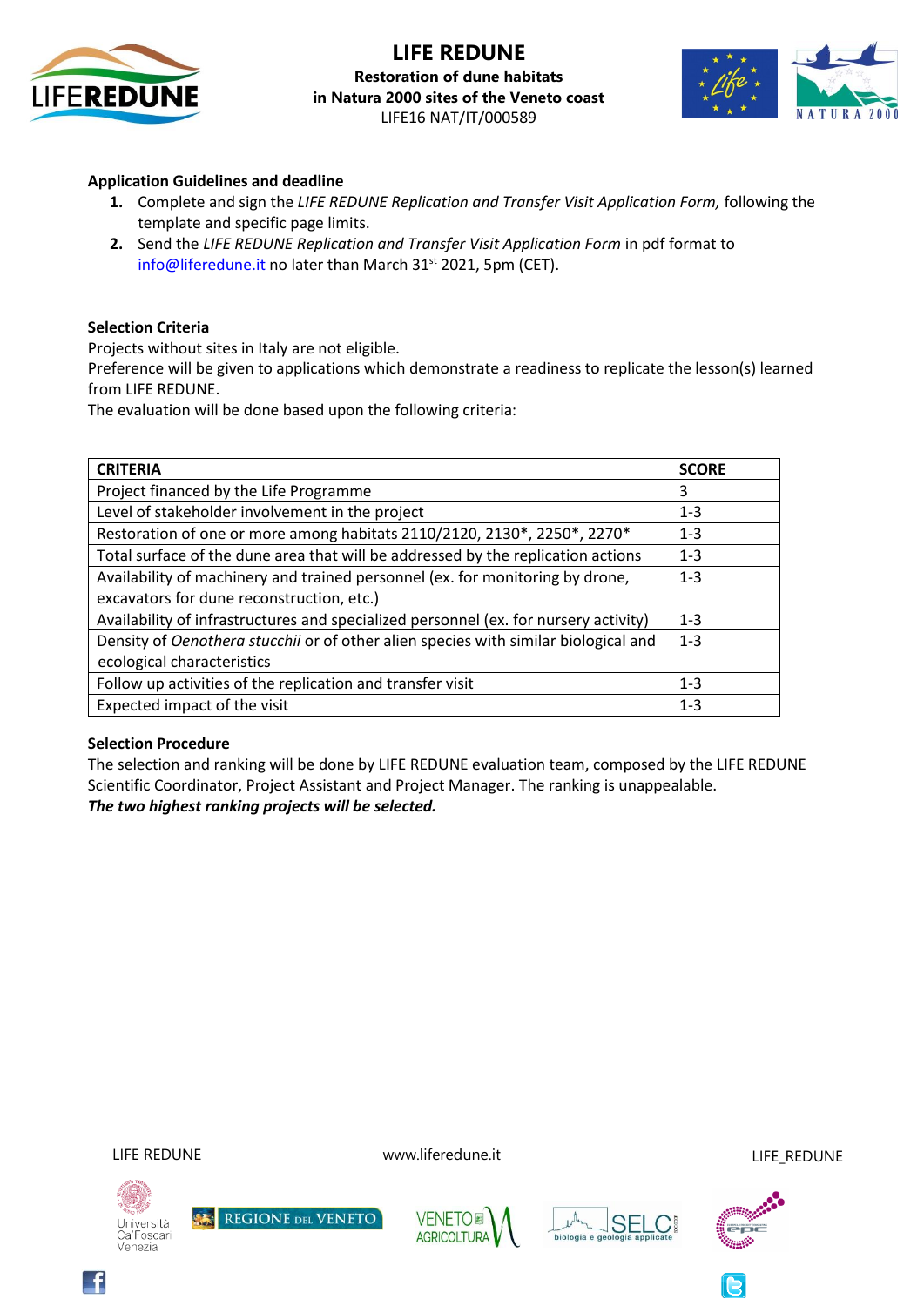**Application Guidelines and deadline**

1. Complete and sign the *LIFE REDUNE Replication and Transfer Visit Application Form,* following the template and specific page limits.
2. Send the *LIFE REDUNE Replication and Transfer Visit Application Form* in pdf format to info@liferedune.it no later than March 31st 2021, 5pm (CET).

**Selection Criteria**

Projects without sites in Italy are not eligible.
Preference will be given to applications which demonstrate a readiness to replicate the lesson(s) learned from LIFE REDUNE.
The evaluation will be done based upon the following criteria:

| CRITERIA | SCORE |
|---|---|
| Project financed by the Life Programme | 3 |
| Level of stakeholder involvement in the project | 1-3 |
| Restoration of one or more among habitats 2110/2120, 2130*, 2250*, 2270* | 1-3 |
| Total surface of the dune area that will be addressed by the replication actions | 1-3 |
| Availability of machinery and trained personnel (ex. for monitoring by drone, excavators for dune reconstruction, etc.) | 1-3 |
| Availability of infrastructures and specialized personnel (ex. for nursery activity) | 1-3 |
| Density of *Oenothera stucchii* or of other alien species with similar biological and ecological characteristics | 1-3 |
| Follow up activities of the replication and transfer visit | 1-3 |
| Expected impact of the visit | 1-3 |

**Selection Procedure**

The selection and ranking will be done by LIFE REDUNE evaluation team, composed by the LIFE REDUNE Scientific Coordinator, Project Assistant and Project Manager. The ranking is unappealable.

***The two highest ranking projects will be selected.***